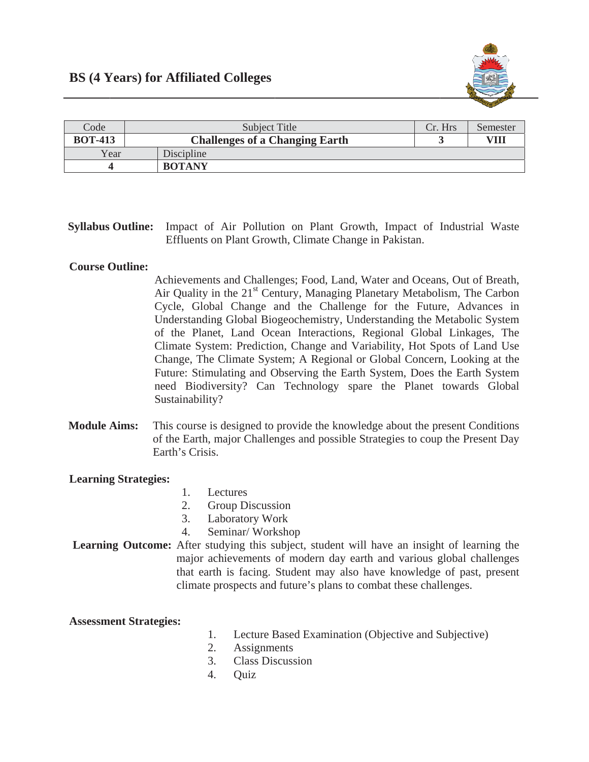# BS (4 Years) for Affiliated Colleges

| Code | Subject Title | Cr. Hrs | Semester |
|---|---|---|---|
| **BOT-413** | **Challenges of a Changing Earth** | **3** | **VIII** |
| Year | Discipline | | |
| **4** | **BOTANY** | | |

**Syllabus Outline:** Impact of Air Pollution on Plant Growth, Impact of Industrial Waste Effluents on Plant Growth, Climate Change in Pakistan.

**Course Outline:**

Achievements and Challenges; Food, Land, Water and Oceans, Out of Breath, Air Quality in the 21st Century, Managing Planetary Metabolism, The Carbon Cycle, Global Change and the Challenge for the Future, Advances in Understanding Global Biogeochemistry, Understanding the Metabolic System of the Planet, Land Ocean Interactions, Regional Global Linkages, The Climate System: Prediction, Change and Variability, Hot Spots of Land Use Change, The Climate System; A Regional or Global Concern, Looking at the Future: Stimulating and Observing the Earth System, Does the Earth System need Biodiversity? Can Technology spare the Planet towards Global Sustainability?

**Module Aims:** This course is designed to provide the knowledge about the present Conditions of the Earth, major Challenges and possible Strategies to coup the Present Day Earth's Crisis.

**Learning Strategies:**

1. Lectures
2. Group Discussion
3. Laboratory Work
4. Seminar/ Workshop

**Learning Outcome:** After studying this subject, student will have an insight of learning the major achievements of modern day earth and various global challenges that earth is facing. Student may also have knowledge of past, present climate prospects and future's plans to combat these challenges.

**Assessment Strategies:**

1. Lecture Based Examination (Objective and Subjective)
2. Assignments
3. Class Discussion
4. Quiz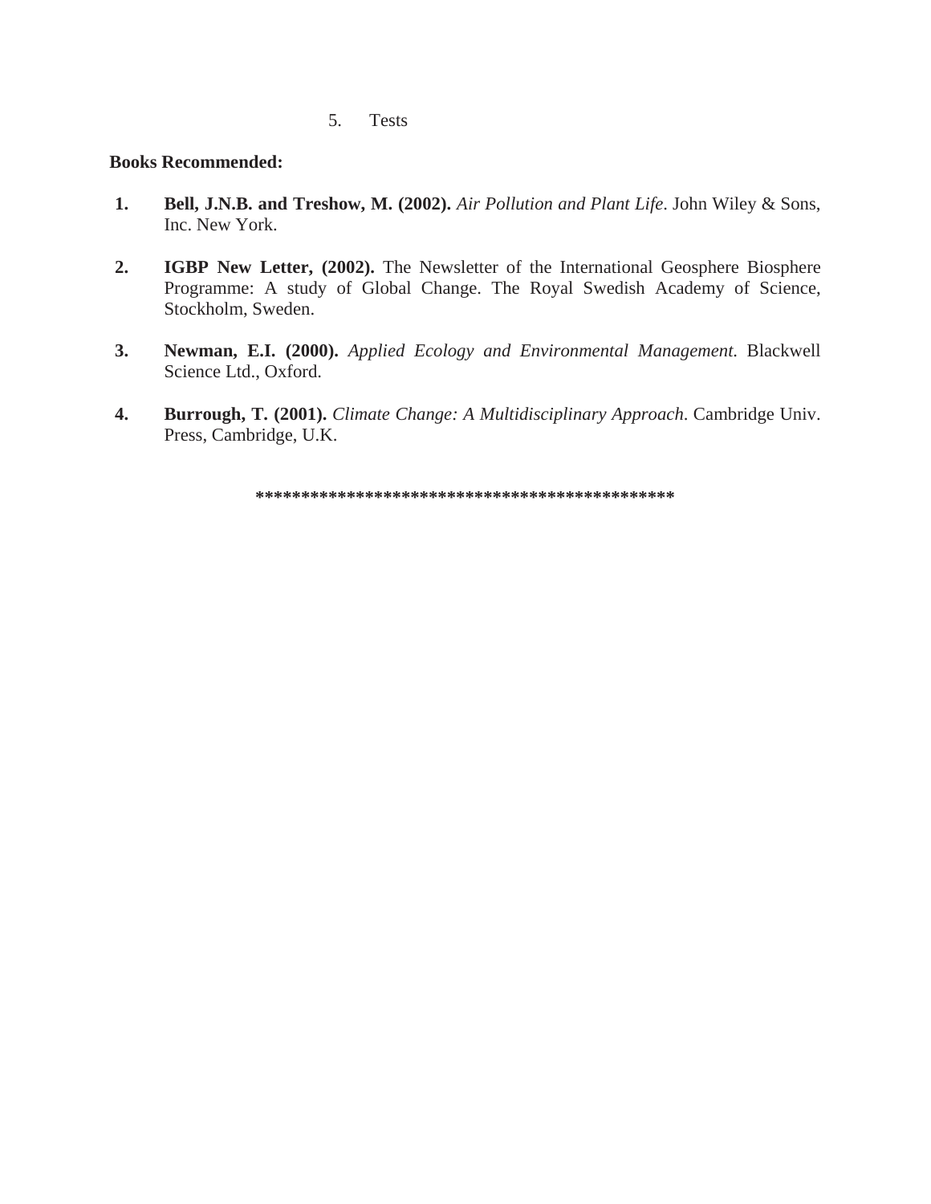5. Tests

**Books Recommended:**

1. **Bell, J.N.B. and Treshow, M. (2002).** *Air Pollution and Plant Life*. John Wiley & Sons, Inc. New York.

2. **IGBP New Letter, (2002).** The Newsletter of the International Geosphere Biosphere Programme: A study of Global Change. The Royal Swedish Academy of Science, Stockholm, Sweden.

3. **Newman, E.I. (2000).** *Applied Ecology and Environmental Management.* Blackwell Science Ltd., Oxford.

4. **Burrough, T. (2001).** *Climate Change: A Multidisciplinary Approach*. Cambridge Univ. Press, Cambridge, U.K.

**********************************************